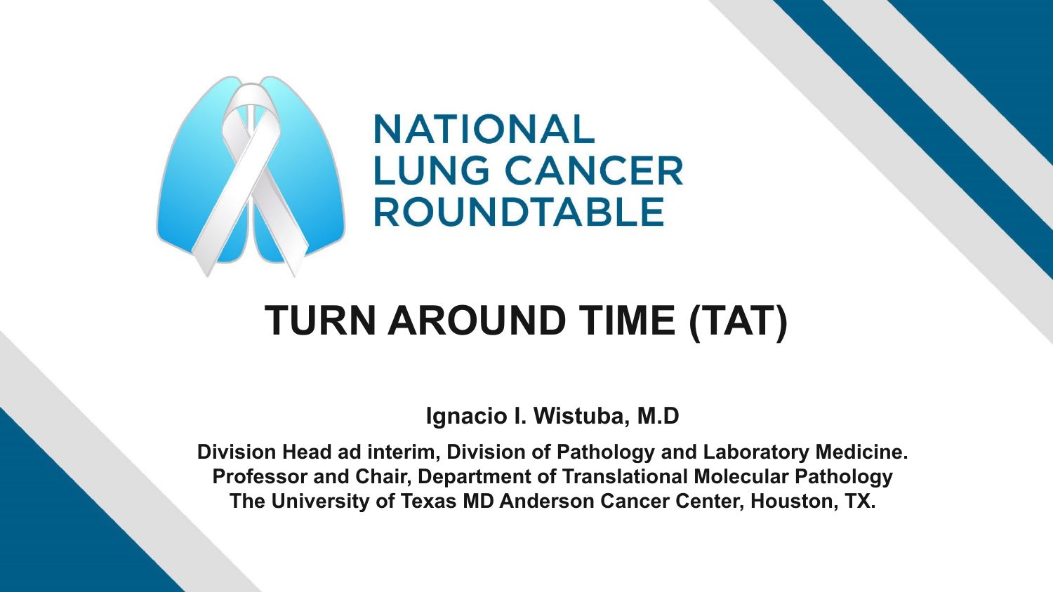NATIONAL LUNG CANCER ROUNDTABLE

# TURN AROUND TIME (TAT)

**Ignacio I. Wistuba, M.D**

**Division Head ad interim, Division of Pathology and Laboratory Medicine.**
**Professor and Chair, Department of Translational Molecular Pathology**
**The University of Texas MD Anderson Cancer Center, Houston, TX.**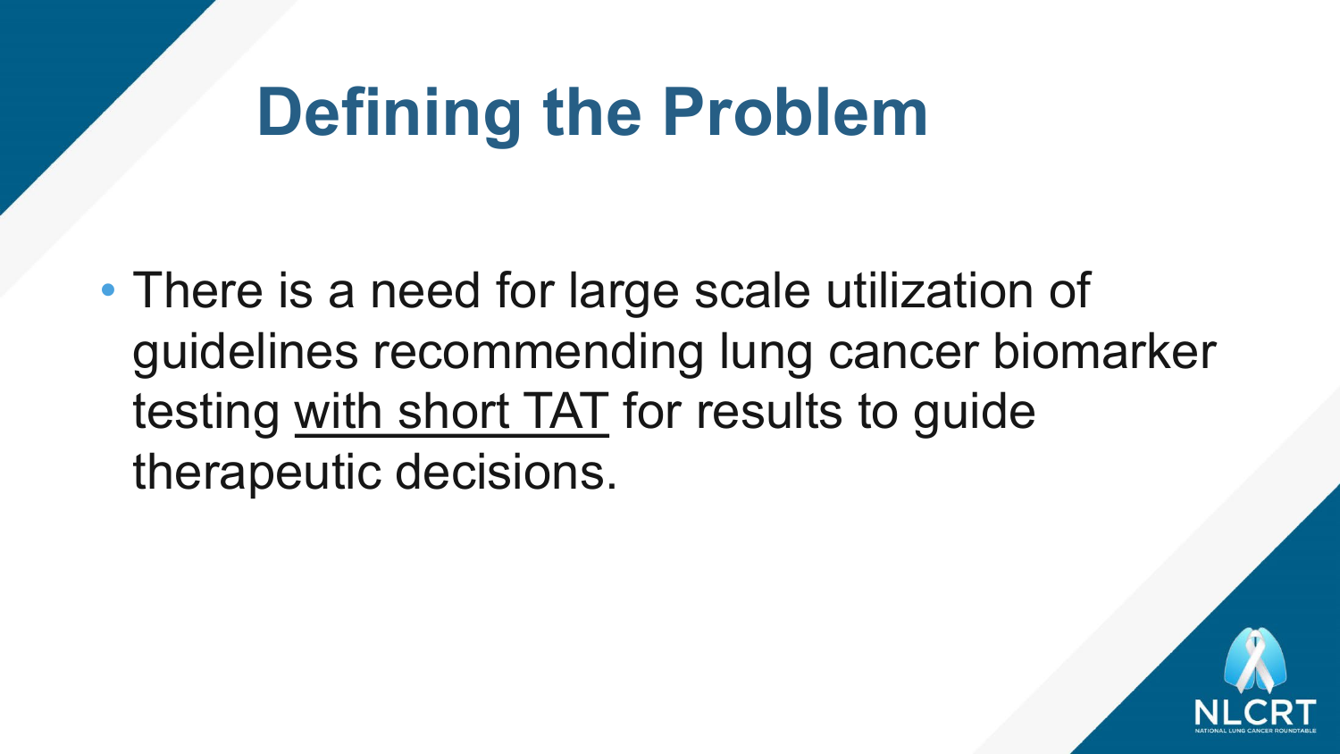# Defining the Problem

- There is a need for large scale utilization of guidelines recommending lung cancer biomarker testing <u>with short TAT</u> for results to guide therapeutic decisions.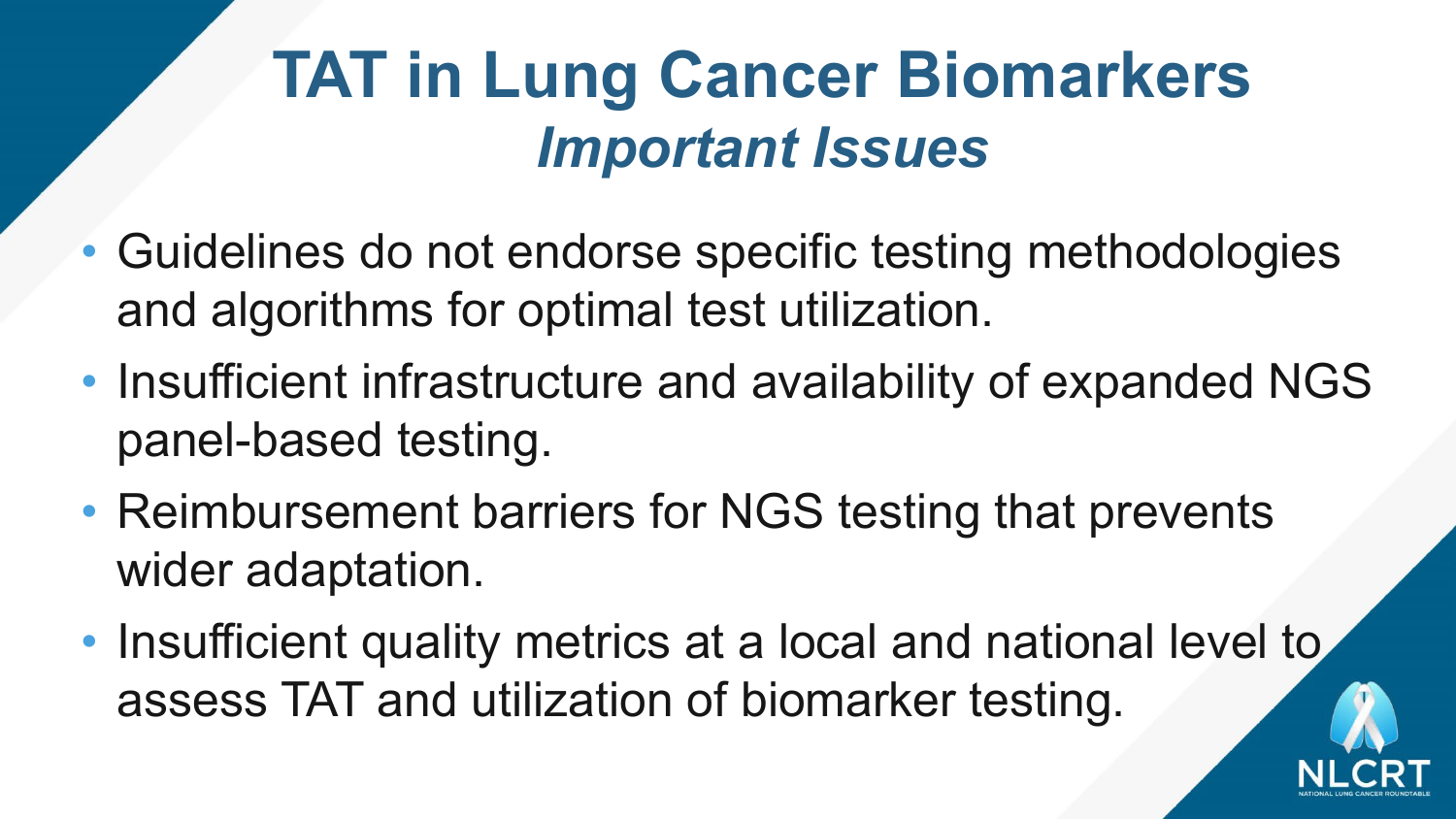# TAT in Lung Cancer Biomarkers

## *Important Issues*

- Guidelines do not endorse specific testing methodologies and algorithms for optimal test utilization.
- Insufficient infrastructure and availability of expanded NGS panel-based testing.
- Reimbursement barriers for NGS testing that prevents wider adaptation.
- Insufficient quality metrics at a local and national level to assess TAT and utilization of biomarker testing.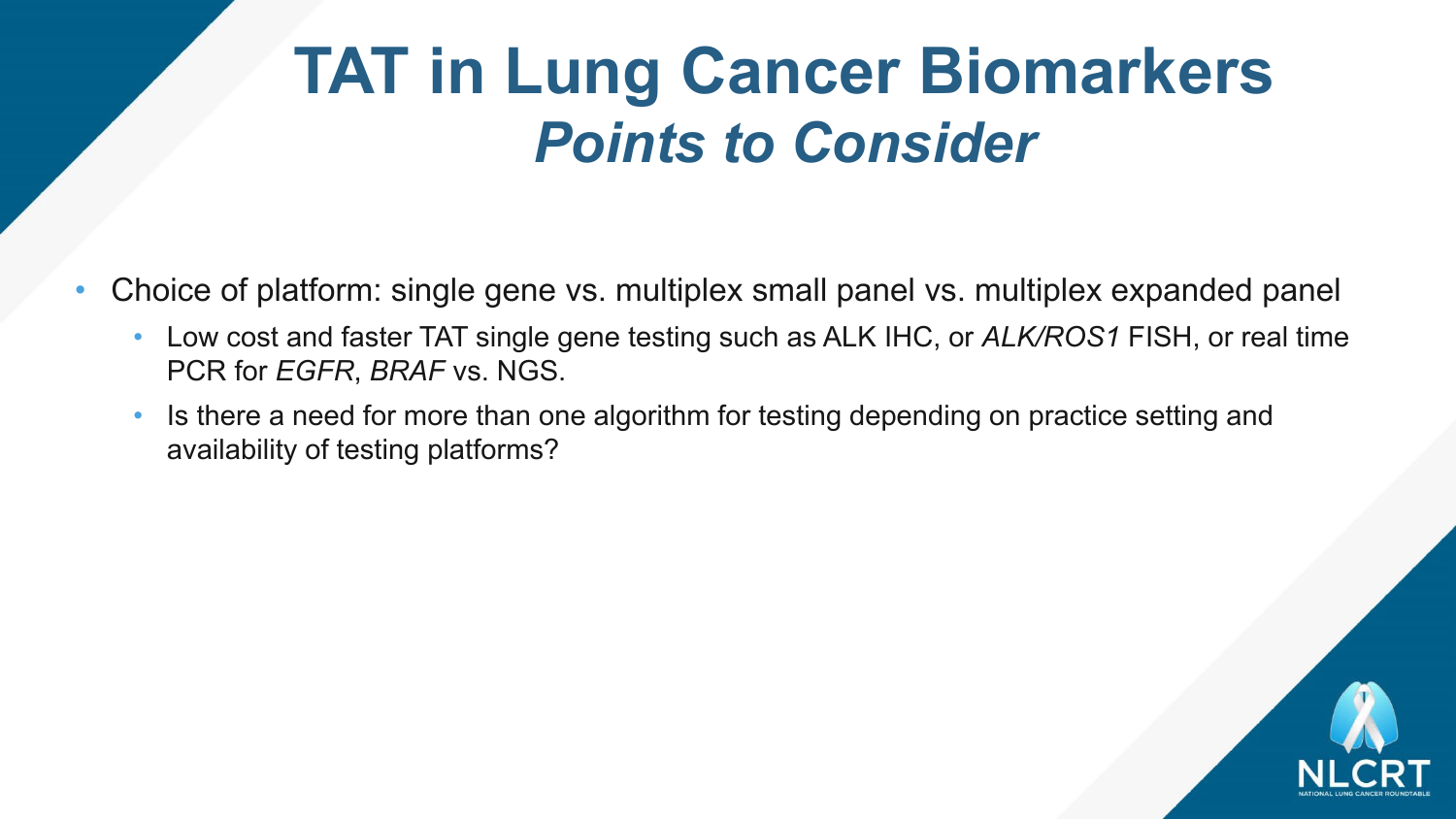# TAT in Lung Cancer Biomarkers
## *Points to Consider*

- Choice of platform: single gene vs. multiplex small panel vs. multiplex expanded panel
  - Low cost and faster TAT single gene testing such as ALK IHC, or *ALK/ROS1* FISH, or real time PCR for *EGFR*, *BRAF* vs. NGS.
  - Is there a need for more than one algorithm for testing depending on practice setting and availability of testing platforms?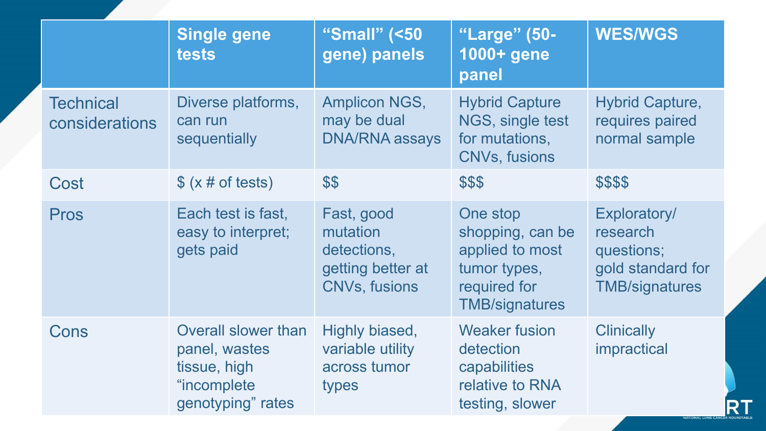| | Single gene tests | "Small" (<50 gene) panels | "Large" (50-1000+ gene panel | WES/WGS |
|---|---|---|---|---|
| Technical considerations | Diverse platforms, can run sequentially | Amplicon NGS, may be dual DNA/RNA assays | Hybrid Capture NGS, single test for mutations, CNVs, fusions | Hybrid Capture, requires paired normal sample |
| Cost | $ (x # of tests) | $$ | $$$ | $$$$ |
| Pros | Each test is fast, easy to interpret; gets paid | Fast, good mutation detections, getting better at CNVs, fusions | One stop shopping, can be applied to most tumor types, required for TMB/signatures | Exploratory/ research questions; gold standard for TMB/signatures |
| Cons | Overall slower than panel, wastes tissue, high "incomplete genotyping" rates | Highly biased, variable utility across tumor types | Weaker fusion detection capabilities relative to RNA testing, slower | Clinically impractical |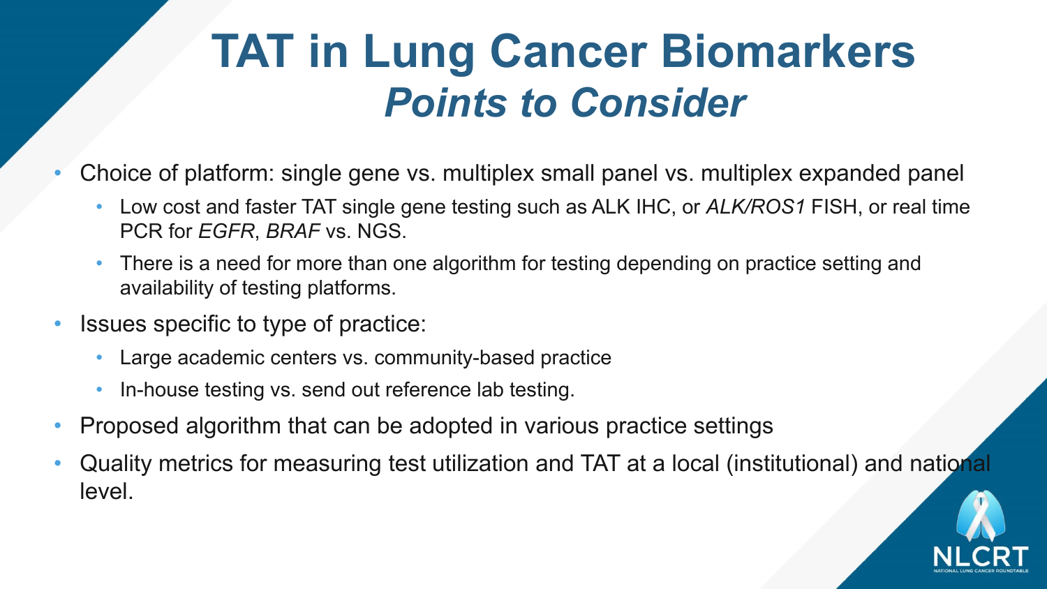# TAT in Lung Cancer Biomarkers

## *Points to Consider*

- Choice of platform: single gene vs. multiplex small panel vs. multiplex expanded panel
  - Low cost and faster TAT single gene testing such as ALK IHC, or *ALK/ROS1* FISH, or real time PCR for *EGFR*, *BRAF* vs. NGS.
  - There is a need for more than one algorithm for testing depending on practice setting and availability of testing platforms.
- Issues specific to type of practice:
  - Large academic centers vs. community-based practice
  - In-house testing vs. send out reference lab testing.
- Proposed algorithm that can be adopted in various practice settings
- Quality metrics for measuring test utilization and TAT at a local (institutional) and national level.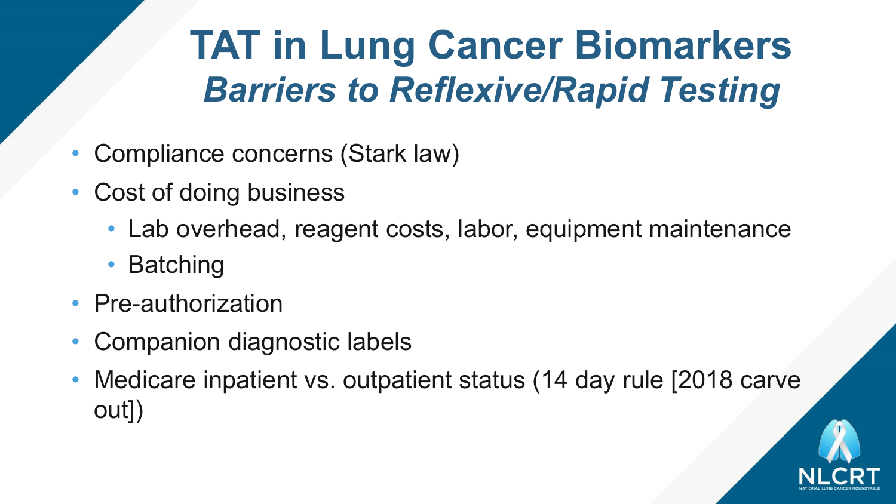# TAT in Lung Cancer Biomarkers
## *Barriers to Reflexive/Rapid Testing*

- Compliance concerns (Stark law)
- Cost of doing business
  - Lab overhead, reagent costs, labor, equipment maintenance
  - Batching
- Pre-authorization
- Companion diagnostic labels
- Medicare inpatient vs. outpatient status (14 day rule [2018 carve out])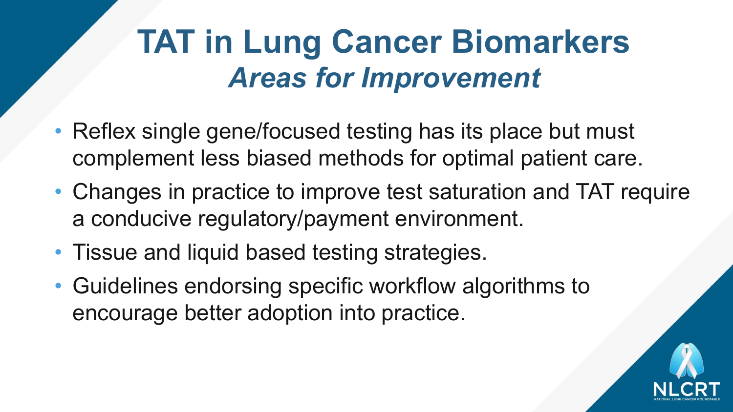# TAT in Lung Cancer Biomarkers

## *Areas for Improvement*

- Reflex single gene/focused testing has its place but must complement less biased methods for optimal patient care.
- Changes in practice to improve test saturation and TAT require a conducive regulatory/payment environment.
- Tissue and liquid based testing strategies.
- Guidelines endorsing specific workflow algorithms to encourage better adoption into practice.